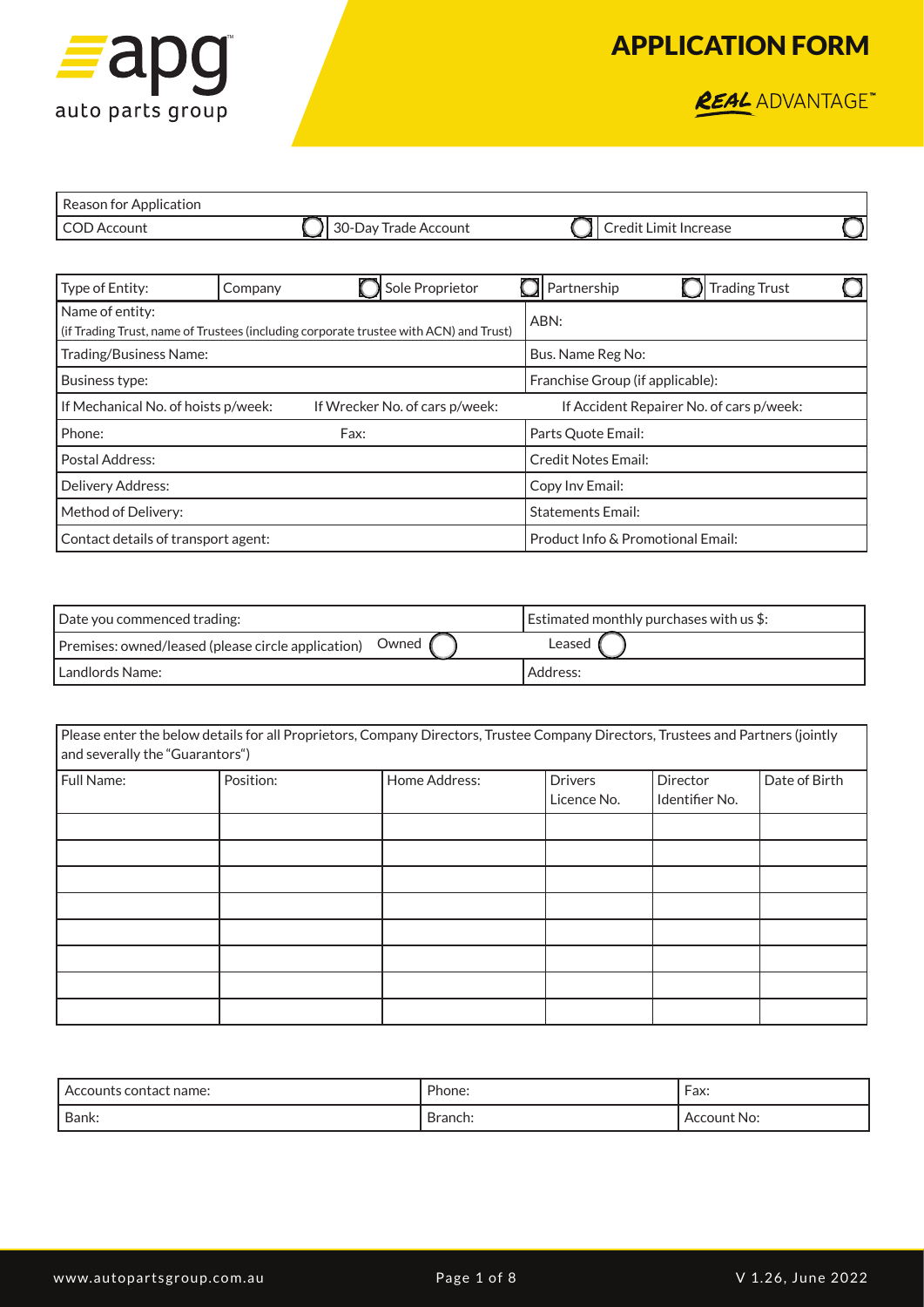# APPLICATION FORM

REAL ADVANTAGE™

auto parts group

| Reason for Application | | | | | |
|---|---|---|---|---|---|
| COD Account | ◯ | 30-Day Trade Account | ◯ | Credit Limit Increase | ◯ |

| Type of Entity: | Company ◯ | Sole Proprietor ◯ | Partnership ◯ | Trading Trust ◯ |
|---|---|---|---|---|
| Name of entity: (if Trading Trust, name of Trustees (including corporate trustee with ACN) and Trust) | | | ABN: | |
| Trading/Business Name: | | | Bus. Name Reg No: | |
| Business type: | | | Franchise Group (if applicable): | |
| If Mechanical No. of hoists p/week: | If Wrecker No. of cars p/week: | | If Accident Repairer No. of cars p/week: | |
| Phone: | Fax: | | Parts Quote Email: | |
| Postal Address: | | | Credit Notes Email: | |
| Delivery Address: | | | Copy Inv Email: | |
| Method of Delivery: | | | Statements Email: | |
| Contact details of transport agent: | | | Product Info & Promotional Email: | |

| Date you commenced trading: | | Estimated monthly purchases with us $: |
|---|---|---|
| Premises: owned/leased (please circle application) | Owned ◯ | Leased ◯ |
| Landlords Name: | | Address: |

Please enter the below details for all Proprietors, Company Directors, Trustee Company Directors, Trustees and Partners (jointly and severally the "Guarantors")

| Full Name: | Position: | Home Address: | Drivers Licence No. | Director Identifier No. | Date of Birth |
|---|---|---|---|---|---|
| | | | | | |
| | | | | | |
| | | | | | |
| | | | | | |
| | | | | | |
| | | | | | |
| | | | | | |
| | | | | | |

| Accounts contact name: | Phone: | Fax: |
|---|---|---|
| Bank: | Branch: | Account No: |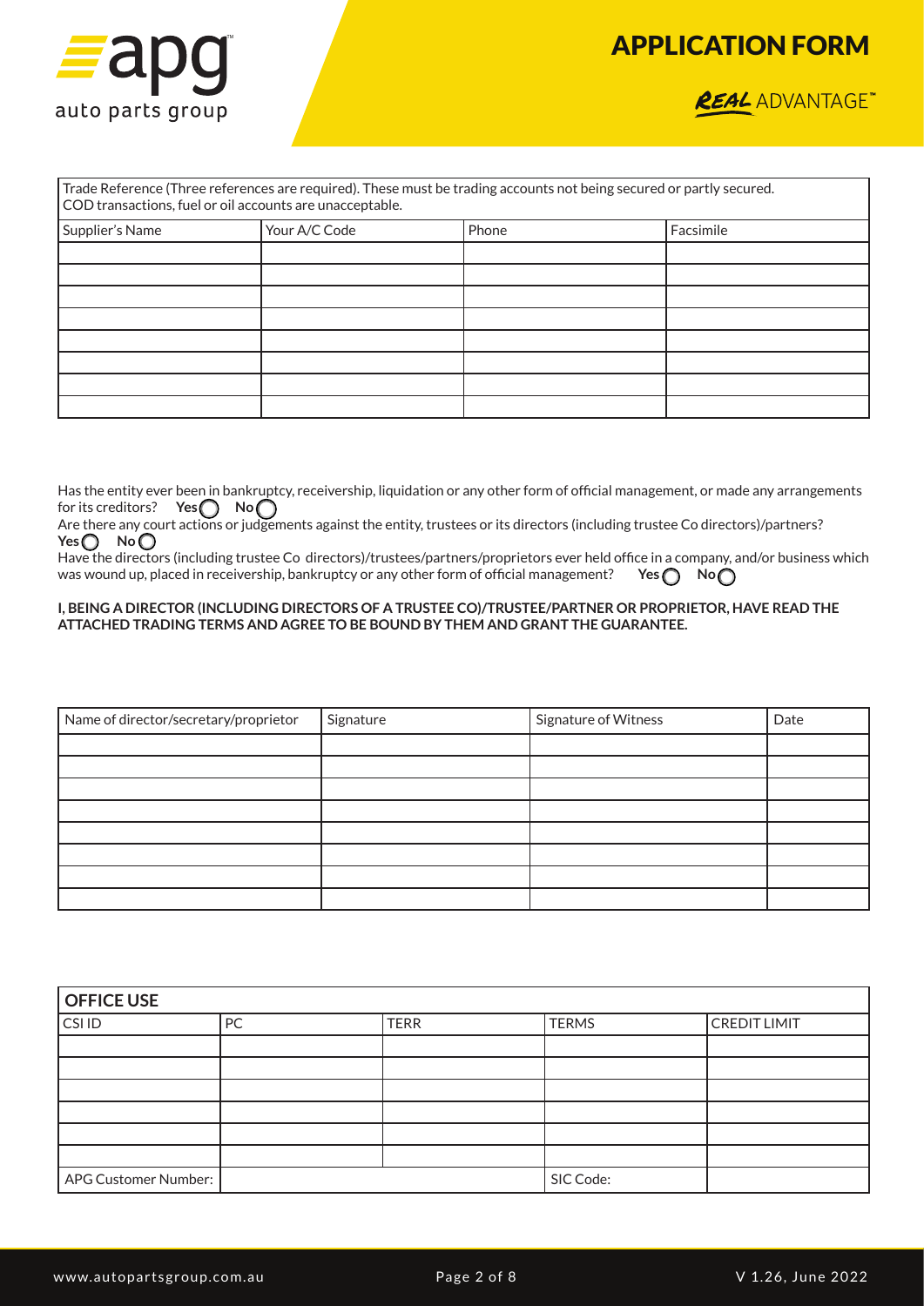# APPLICATION FORM

| Trade Reference (Three references are required). These must be trading accounts not being secured or partly secured. COD transactions, fuel or oil accounts are unacceptable. | | | |
|---|---|---|---|
| Supplier's Name | Your A/C Code | Phone | Facsimile |
| | | | |
| | | | |
| | | | |
| | | | |
| | | | |
| | | | |
| | | | |
| | | | |

Has the entity ever been in bankruptcy, receivership, liquidation or any other form of official management, or made any arrangements for its creditors? **Yes** ◯ **No** ◯

Are there any court actions or judgements against the entity, trustees or its directors (including trustee Co directors)/partners? **Yes** ◯ **No** ◯

Have the directors (including trustee Co directors)/trustees/partners/proprietors ever held office in a company, and/or business which was wound up, placed in receivership, bankruptcy or any other form of official management? **Yes** ◯ **No** ◯

**I, BEING A DIRECTOR (INCLUDING DIRECTORS OF A TRUSTEE CO)/TRUSTEE/PARTNER OR PROPRIETOR, HAVE READ THE ATTACHED TRADING TERMS AND AGREE TO BE BOUND BY THEM AND GRANT THE GUARANTEE.**

| Name of director/secretary/proprietor | Signature | Signature of Witness | Date |
|---|---|---|---|
| | | | |
| | | | |
| | | | |
| | | | |
| | | | |
| | | | |
| | | | |
| | | | |

| **OFFICE USE** | | | | |
|---|---|---|---|---|
| CSI ID | PC | TERR | TERMS | CREDIT LIMIT |
| | | | | |
| | | | | |
| | | | | |
| | | | | |
| | | | | |
| | | | | |
| APG Customer Number: | | | SIC Code: | |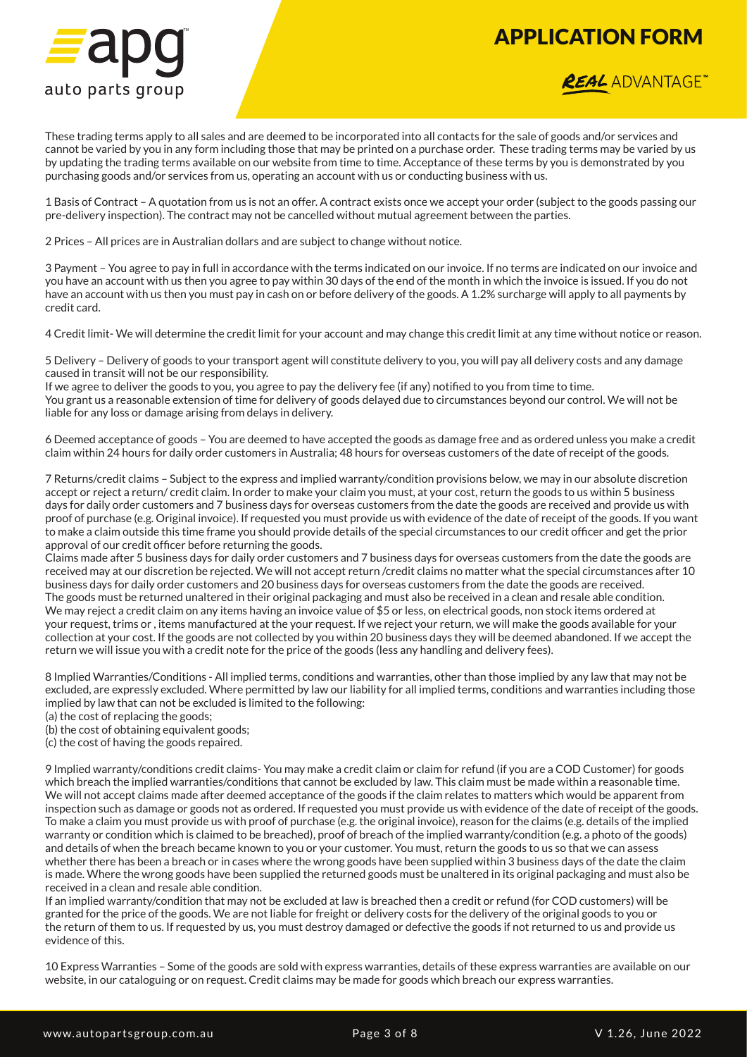# APPLICATION FORM

REAL ADVANTAGE™

These trading terms apply to all sales and are deemed to be incorporated into all contacts for the sale of goods and/or services and cannot be varied by you in any form including those that may be printed on a purchase order. These trading terms may be varied by us by updating the trading terms available on our website from time to time. Acceptance of these terms by you is demonstrated by you purchasing goods and/or services from us, operating an account with us or conducting business with us.

1 Basis of Contract – A quotation from us is not an offer. A contract exists once we accept your order (subject to the goods passing our pre-delivery inspection). The contract may not be cancelled without mutual agreement between the parties.

2 Prices – All prices are in Australian dollars and are subject to change without notice.

3 Payment – You agree to pay in full in accordance with the terms indicated on our invoice. If no terms are indicated on our invoice and you have an account with us then you agree to pay within 30 days of the end of the month in which the invoice is issued. If you do not have an account with us then you must pay in cash on or before delivery of the goods. A 1.2% surcharge will apply to all payments by credit card.

4 Credit limit- We will determine the credit limit for your account and may change this credit limit at any time without notice or reason.

5 Delivery – Delivery of goods to your transport agent will constitute delivery to you, you will pay all delivery costs and any damage caused in transit will not be our responsibility.
If we agree to deliver the goods to you, you agree to pay the delivery fee (if any) notified to you from time to time.
You grant us a reasonable extension of time for delivery of goods delayed due to circumstances beyond our control. We will not be liable for any loss or damage arising from delays in delivery.

6 Deemed acceptance of goods – You are deemed to have accepted the goods as damage free and as ordered unless you make a credit claim within 24 hours for daily order customers in Australia; 48 hours for overseas customers of the date of receipt of the goods.

7 Returns/credit claims – Subject to the express and implied warranty/condition provisions below, we may in our absolute discretion accept or reject a return/ credit claim. In order to make your claim you must, at your cost, return the goods to us within 5 business days for daily order customers and 7 business days for overseas customers from the date the goods are received and provide us with proof of purchase (e.g. Original invoice). If requested you must provide us with evidence of the date of receipt of the goods. If you want to make a claim outside this time frame you should provide details of the special circumstances to our credit officer and get the prior approval of our credit officer before returning the goods.
Claims made after 5 business days for daily order customers and 7 business days for overseas customers from the date the goods are received may at our discretion be rejected. We will not accept return /credit claims no matter what the special circumstances after 10 business days for daily order customers and 20 business days for overseas customers from the date the goods are received.
The goods must be returned unaltered in their original packaging and must also be received in a clean and resale able condition.
We may reject a credit claim on any items having an invoice value of $5 or less, on electrical goods, non stock items ordered at your request, trims or , items manufactured at the your request. If we reject your return, we will make the goods available for your collection at your cost. If the goods are not collected by you within 20 business days they will be deemed abandoned. If we accept the return we will issue you with a credit note for the price of the goods (less any handling and delivery fees).

8 Implied Warranties/Conditions - All implied terms, conditions and warranties, other than those implied by any law that may not be excluded, are expressly excluded. Where permitted by law our liability for all implied terms, conditions and warranties including those implied by law that can not be excluded is limited to the following:
(a) the cost of replacing the goods;
(b) the cost of obtaining equivalent goods;
(c) the cost of having the goods repaired.

9 Implied warranty/conditions credit claims- You may make a credit claim or claim for refund (if you are a COD Customer) for goods which breach the implied warranties/conditions that cannot be excluded by law. This claim must be made within a reasonable time. We will not accept claims made after deemed acceptance of the goods if the claim relates to matters which would be apparent from inspection such as damage or goods not as ordered. If requested you must provide us with evidence of the date of receipt of the goods. To make a claim you must provide us with proof of purchase (e.g. the original invoice), reason for the claims (e.g. details of the implied warranty or condition which is claimed to be breached), proof of breach of the implied warranty/condition (e.g. a photo of the goods) and details of when the breach became known to you or your customer. You must, return the goods to us so that we can assess whether there has been a breach or in cases where the wrong goods have been supplied within 3 business days of the date the claim is made. Where the wrong goods have been supplied the returned goods must be unaltered in its original packaging and must also be received in a clean and resale able condition.
If an implied warranty/condition that may not be excluded at law is breached then a credit or refund (for COD customers) will be granted for the price of the goods. We are not liable for freight or delivery costs for the delivery of the original goods to you or the return of them to us. If requested by us, you must destroy damaged or defective the goods if not returned to us and provide us evidence of this.

10 Express Warranties – Some of the goods are sold with express warranties, details of these express warranties are available on our website, in our cataloguing or on request. Credit claims may be made for goods which breach our express warranties.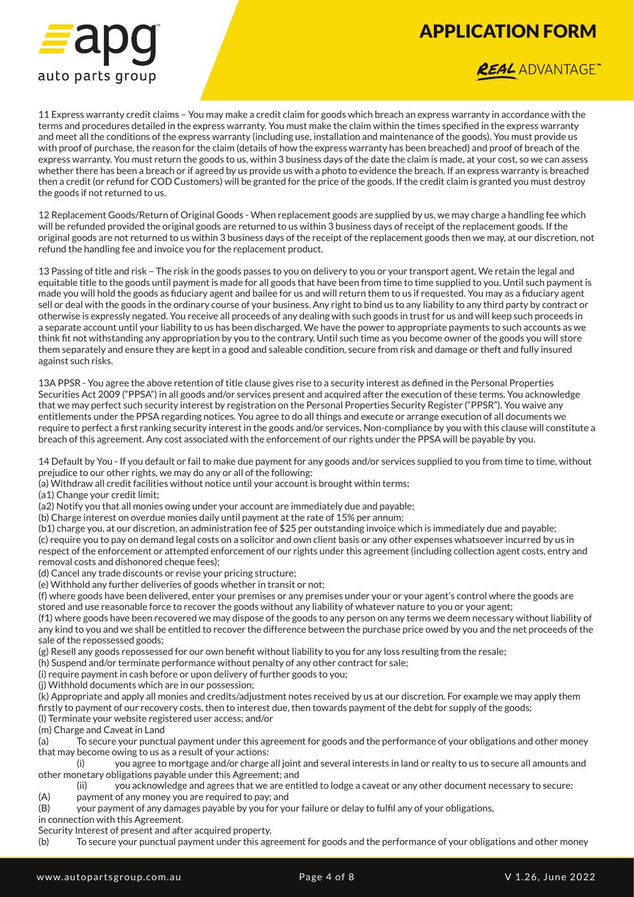11 Express warranty credit claims – You may make a credit claim for goods which breach an express warranty in accordance with the terms and procedures detailed in the express warranty. You must make the claim within the times specified in the express warranty and meet all the conditions of the express warranty (including use, installation and maintenance of the goods). You must provide us with proof of purchase, the reason for the claim (details of how the express warranty has been breached) and proof of breach of the express warranty. You must return the goods to us, within 3 business days of the date the claim is made, at your cost, so we can assess whether there has been a breach or if agreed by us provide us with a photo to evidence the breach. If an express warranty is breached then a credit (or refund for COD Customers) will be granted for the price of the goods. If the credit claim is granted you must destroy the goods if not returned to us.

12 Replacement Goods/Return of Original Goods - When replacement goods are supplied by us, we may charge a handling fee which will be refunded provided the original goods are returned to us within 3 business days of receipt of the replacement goods. If the original goods are not returned to us within 3 business days of the receipt of the replacement goods then we may, at our discretion, not refund the handling fee and invoice you for the replacement product.

13 Passing of title and risk – The risk in the goods passes to you on delivery to you or your transport agent. We retain the legal and equitable title to the goods until payment is made for all goods that have been from time to time supplied to you. Until such payment is made you will hold the goods as fiduciary agent and bailee for us and will return them to us if requested. You may as a fiduciary agent sell or deal with the goods in the ordinary course of your business. Any right to bind us to any liability to any third party by contract or otherwise is expressly negated. You receive all proceeds of any dealing with such goods in trust for us and will keep such proceeds in a separate account until your liability to us has been discharged. We have the power to appropriate payments to such accounts as we think fit not withstanding any appropriation by you to the contrary. Until such time as you become owner of the goods you will store them separately and ensure they are kept in a good and saleable condition, secure from risk and damage or theft and fully insured against such risks.

13A PPSR - You agree the above retention of title clause gives rise to a security interest as defined in the Personal Properties Securities Act 2009 ("PPSA") in all goods and/or services present and acquired after the execution of these terms. You acknowledge that we may perfect such security interest by registration on the Personal Properties Security Register ("PPSR"). You waive any entitlements under the PPSA regarding notices. You agree to do all things and execute or arrange execution of all documents we require to perfect a first ranking security interest in the goods and/or services. Non-compliance by you with this clause will constitute a breach of this agreement. Any cost associated with the enforcement of our rights under the PPSA will be payable by you.

14 Default by You - If you default or fail to make due payment for any goods and/or services supplied to you from time to time, without prejudice to our other rights, we may do any or all of the following:

(a) Withdraw all credit facilities without notice until your account is brought within terms;
(a1) Change your credit limit;
(a2) Notify you that all monies owing under your account are immediately due and payable;
(b) Charge interest on overdue monies daily until payment at the rate of 15% per annum;
(b1) charge you, at our discretion, an administration fee of $25 per outstanding invoice which is immediately due and payable;
(c) require you to pay on demand legal costs on a solicitor and own client basis or any other expenses whatsoever incurred by us in respect of the enforcement or attempted enforcement of our rights under this agreement (including collection agent costs, entry and removal costs and dishonored cheque fees);
(d) Cancel any trade discounts or revise your pricing structure;
(e) Withhold any further deliveries of goods whether in transit or not;
(f) where goods have been delivered, enter your premises or any premises under your or your agent's control where the goods are stored and use reasonable force to recover the goods without any liability of whatever nature to you or your agent;
(f1) where goods have been recovered we may dispose of the goods to any person on any terms we deem necessary without liability of any kind to you and we shall be entitled to recover the difference between the purchase price owed by you and the net proceeds of the sale of the repossessed goods;
(g) Resell any goods repossessed for our own benefit without liability to you for any loss resulting from the resale;
(h) Suspend and/or terminate performance without penalty of any other contract for sale;
(i) require payment in cash before or upon delivery of further goods to you;
(j) Withhold documents which are in our possession;
(k) Appropriate and apply all monies and credits/adjustment notes received by us at our discretion. For example we may apply them firstly to payment of our recovery costs, then to interest due, then towards payment of the debt for supply of the goods;
(l) Terminate your website registered user access; and/or
(m) Charge and Caveat in Land

(a) To secure your punctual payment under this agreement for goods and the performance of your obligations and other money that may become owing to us as a result of your actions:

(i) you agree to mortgage and/or charge all joint and several interests in land or realty to us to secure all amounts and other monetary obligations payable under this Agreement; and

(ii) you acknowledge and agrees that we are entitled to lodge a caveat or any other document necessary to secure:

(A) payment of any money you are required to pay; and
(B) your payment of any damages payable by you for your failure or delay to fulfil any of your obligations,

in connection with this Agreement.

Security Interest of present and after acquired property.

(b) To secure your punctual payment under this agreement for goods and the performance of your obligations and other money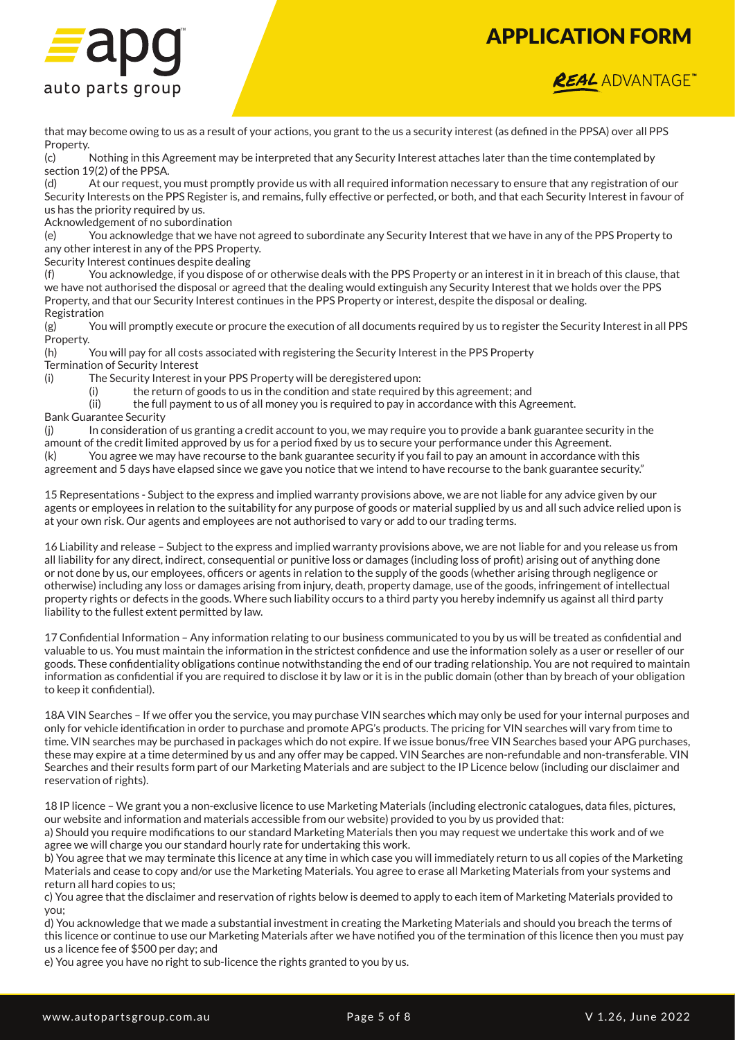that may become owing to us as a result of your actions, you grant to the us a security interest (as defined in the PPSA) over all PPS Property.

(c) Nothing in this Agreement may be interpreted that any Security Interest attaches later than the time contemplated by section 19(2) of the PPSA.

(d) At our request, you must promptly provide us with all required information necessary to ensure that any registration of our Security Interests on the PPS Register is, and remains, fully effective or perfected, or both, and that each Security Interest in favour of us has the priority required by us.

Acknowledgement of no subordination

(e) You acknowledge that we have not agreed to subordinate any Security Interest that we have in any of the PPS Property to any other interest in any of the PPS Property.

Security Interest continues despite dealing

(f) You acknowledge, if you dispose of or otherwise deals with the PPS Property or an interest in it in breach of this clause, that we have not authorised the disposal or agreed that the dealing would extinguish any Security Interest that we holds over the PPS Property, and that our Security Interest continues in the PPS Property or interest, despite the disposal or dealing.

Registration

(g) You will promptly execute or procure the execution of all documents required by us to register the Security Interest in all PPS Property.

(h) You will pay for all costs associated with registering the Security Interest in the PPS Property

Termination of Security Interest

(i) The Security Interest in your PPS Property will be deregistered upon:

  (i) the return of goods to us in the condition and state required by this agreement; and

  (ii) the full payment to us of all money you is required to pay in accordance with this Agreement.

Bank Guarantee Security

(j) In consideration of us granting a credit account to you, we may require you to provide a bank guarantee security in the amount of the credit limited approved by us for a period fixed by us to secure your performance under this Agreement.

(k) You agree we may have recourse to the bank guarantee security if you fail to pay an amount in accordance with this agreement and 5 days have elapsed since we gave you notice that we intend to have recourse to the bank guarantee security."

15 Representations - Subject to the express and implied warranty provisions above, we are not liable for any advice given by our agents or employees in relation to the suitability for any purpose of goods or material supplied by us and all such advice relied upon is at your own risk. Our agents and employees are not authorised to vary or add to our trading terms.

16 Liability and release – Subject to the express and implied warranty provisions above, we are not liable for and you release us from all liability for any direct, indirect, consequential or punitive loss or damages (including loss of profit) arising out of anything done or not done by us, our employees, officers or agents in relation to the supply of the goods (whether arising through negligence or otherwise) including any loss or damages arising from injury, death, property damage, use of the goods, infringement of intellectual property rights or defects in the goods. Where such liability occurs to a third party you hereby indemnify us against all third party liability to the fullest extent permitted by law.

17 Confidential Information – Any information relating to our business communicated to you by us will be treated as confidential and valuable to us. You must maintain the information in the strictest confidence and use the information solely as a user or reseller of our goods. These confidentiality obligations continue notwithstanding the end of our trading relationship. You are not required to maintain information as confidential if you are required to disclose it by law or it is in the public domain (other than by breach of your obligation to keep it confidential).

18A VIN Searches – If we offer you the service, you may purchase VIN searches which may only be used for your internal purposes and only for vehicle identification in order to purchase and promote APG's products. The pricing for VIN searches will vary from time to time. VIN searches may be purchased in packages which do not expire. If we issue bonus/free VIN Searches based your APG purchases, these may expire at a time determined by us and any offer may be capped. VIN Searches are non-refundable and non-transferable. VIN Searches and their results form part of our Marketing Materials and are subject to the IP Licence below (including our disclaimer and reservation of rights).

18 IP licence – We grant you a non-exclusive licence to use Marketing Materials (including electronic catalogues, data files, pictures, our website and information and materials accessible from our website) provided to you by us provided that:

a) Should you require modifications to our standard Marketing Materials then you may request we undertake this work and of we agree we will charge you our standard hourly rate for undertaking this work.

b) You agree that we may terminate this licence at any time in which case you will immediately return to us all copies of the Marketing Materials and cease to copy and/or use the Marketing Materials. You agree to erase all Marketing Materials from your systems and return all hard copies to us;

c) You agree that the disclaimer and reservation of rights below is deemed to apply to each item of Marketing Materials provided to you;

d) You acknowledge that we made a substantial investment in creating the Marketing Materials and should you breach the terms of this licence or continue to use our Marketing Materials after we have notified you of the termination of this licence then you must pay us a licence fee of $500 per day; and

e) You agree you have no right to sub-licence the rights granted to you by us.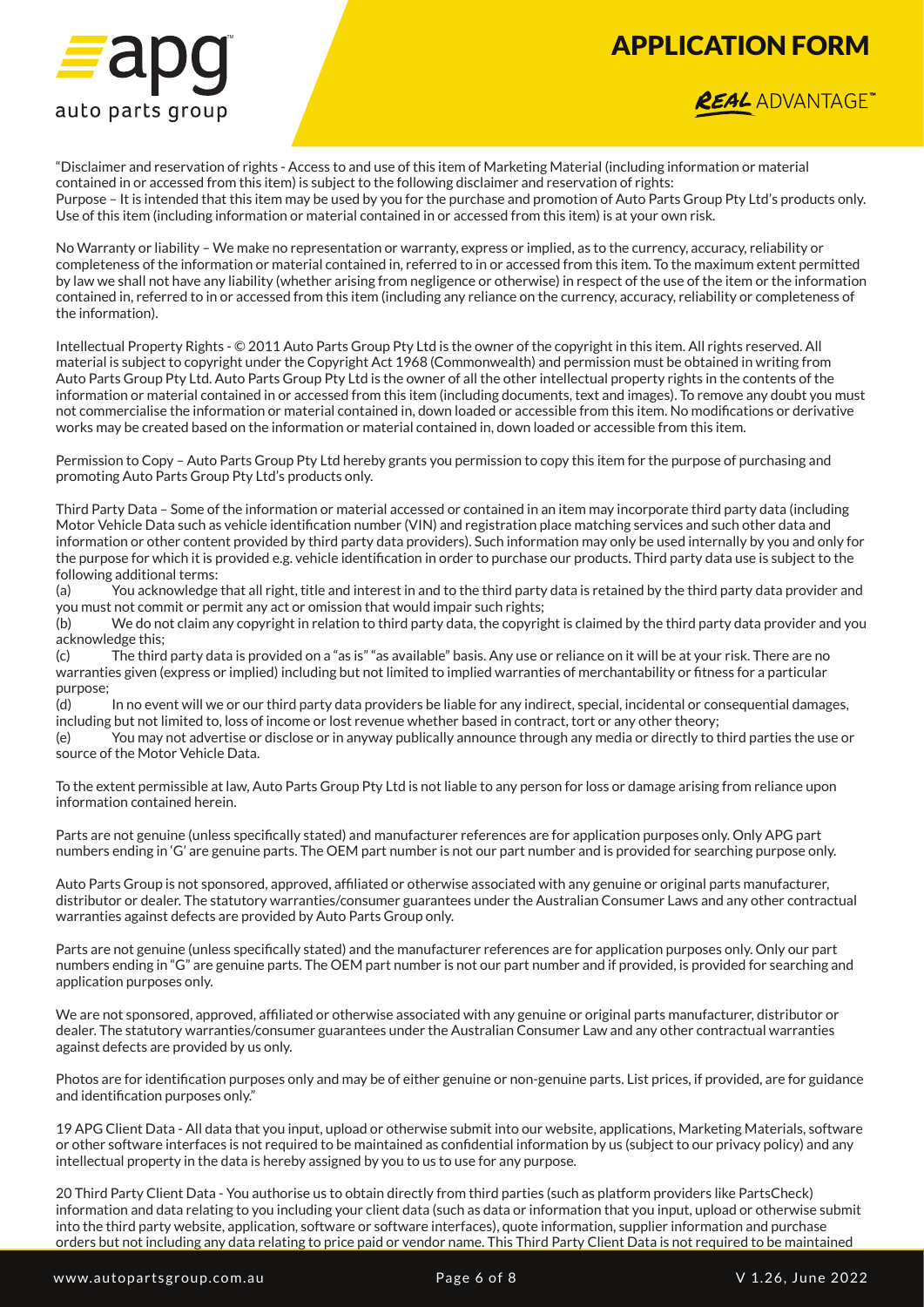"Disclaimer and reservation of rights - Access to and use of this item of Marketing Material (including information or material contained in or accessed from this item) is subject to the following disclaimer and reservation of rights:
Purpose – It is intended that this item may be used by you for the purchase and promotion of Auto Parts Group Pty Ltd's products only. Use of this item (including information or material contained in or accessed from this item) is at your own risk.

No Warranty or liability – We make no representation or warranty, express or implied, as to the currency, accuracy, reliability or completeness of the information or material contained in, referred to in or accessed from this item. To the maximum extent permitted by law we shall not have any liability (whether arising from negligence or otherwise) in respect of the use of the item or the information contained in, referred to in or accessed from this item (including any reliance on the currency, accuracy, reliability or completeness of the information).

Intellectual Property Rights - © 2011 Auto Parts Group Pty Ltd is the owner of the copyright in this item. All rights reserved. All material is subject to copyright under the Copyright Act 1968 (Commonwealth) and permission must be obtained in writing from Auto Parts Group Pty Ltd. Auto Parts Group Pty Ltd is the owner of all the other intellectual property rights in the contents of the information or material contained in or accessed from this item (including documents, text and images). To remove any doubt you must not commercialise the information or material contained in, down loaded or accessible from this item. No modifications or derivative works may be created based on the information or material contained in, down loaded or accessible from this item.

Permission to Copy – Auto Parts Group Pty Ltd hereby grants you permission to copy this item for the purpose of purchasing and promoting Auto Parts Group Pty Ltd's products only.

Third Party Data – Some of the information or material accessed or contained in an item may incorporate third party data (including Motor Vehicle Data such as vehicle identification number (VIN) and registration place matching services and such other data and information or other content provided by third party data providers). Such information may only be used internally by you and only for the purpose for which it is provided e.g. vehicle identification in order to purchase our products. Third party data use is subject to the following additional terms:
(a) You acknowledge that all right, title and interest in and to the third party data is retained by the third party data provider and you must not commit or permit any act or omission that would impair such rights;
(b) We do not claim any copyright in relation to third party data, the copyright is claimed by the third party data provider and you acknowledge this;
(c) The third party data is provided on a "as is" "as available" basis. Any use or reliance on it will be at your risk. There are no warranties given (express or implied) including but not limited to, implied warranties of merchantability or fitness for a particular purpose;
(d) In no event will we or our third party data providers be liable for any indirect, special, incidental or consequential damages, including but not limited to, loss of income or lost revenue whether based in contract, tort or any other theory;
(e) You may not advertise or disclose or in anyway publically announce through any media or directly to third parties the use or source of the Motor Vehicle Data.

To the extent permissible at law, Auto Parts Group Pty Ltd is not liable to any person for loss or damage arising from reliance upon information contained herein.

Parts are not genuine (unless specifically stated) and manufacturer references are for application purposes only. Only APG part numbers ending in 'G' are genuine parts. The OEM part number is not our part number and is provided for searching purpose only.

Auto Parts Group is not sponsored, approved, affiliated or otherwise associated with any genuine or original parts manufacturer, distributor or dealer. The statutory warranties/consumer guarantees under the Australian Consumer Laws and any other contractual warranties against defects are provided by Auto Parts Group only.

Parts are not genuine (unless specifically stated) and the manufacturer references are for application purposes only. Only our part numbers ending in "G" are genuine parts. The OEM part number is not our part number and if provided, is provided for searching and application purposes only.

We are not sponsored, approved, affiliated or otherwise associated with any genuine or original parts manufacturer, distributor or dealer. The statutory warranties/consumer guarantees under the Australian Consumer Law and any other contractual warranties against defects are provided by us only.

Photos are for identification purposes only and may be of either genuine or non-genuine parts. List prices, if provided, are for guidance and identification purposes only."

19 APG Client Data - All data that you input, upload or otherwise submit into our website, applications, Marketing Materials, software or other software interfaces is not required to be maintained as confidential information by us (subject to our privacy policy) and any intellectual property in the data is hereby assigned by you to us to use for any purpose.

20 Third Party Client Data - You authorise us to obtain directly from third parties (such as platform providers like PartsCheck) information and data relating to you including your client data (such as data or information that you input, upload or otherwise submit into the third party website, application, software or software interfaces), quote information, supplier information and purchase orders but not including any data relating to price paid or vendor name. This Third Party Client Data is not required to be maintained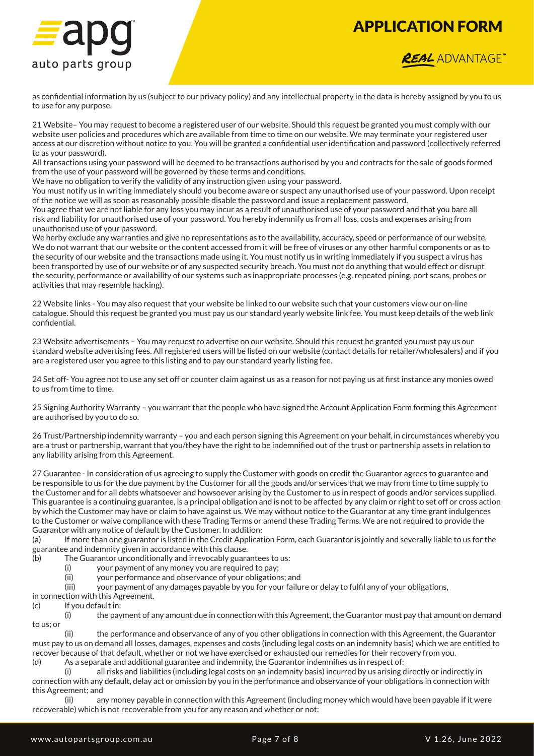as confidential information by us (subject to our privacy policy) and any intellectual property in the data is hereby assigned by you to us to use for any purpose.

21 Website– You may request to become a registered user of our website. Should this request be granted you must comply with our website user policies and procedures which are available from time to time on our website. We may terminate your registered user access at our discretion without notice to you. You will be granted a confidential user identification and password (collectively referred to as your password).

All transactions using your password will be deemed to be transactions authorised by you and contracts for the sale of goods formed from the use of your password will be governed by these terms and conditions.

We have no obligation to verify the validity of any instruction given using your password.

You must notify us in writing immediately should you become aware or suspect any unauthorised use of your password. Upon receipt of the notice we will as soon as reasonably possible disable the password and issue a replacement password.

You agree that we are not liable for any loss you may incur as a result of unauthorised use of your password and that you bare all risk and liability for unauthorised use of your password. You hereby indemnify us from all loss, costs and expenses arising from unauthorised use of your password.

We herby exclude any warranties and give no representations as to the availability, accuracy, speed or performance of our website. We do not warrant that our website or the content accessed from it will be free of viruses or any other harmful components or as to the security of our website and the transactions made using it. You must notify us in writing immediately if you suspect a virus has been transported by use of our website or of any suspected security breach. You must not do anything that would effect or disrupt the security, performance or availability of our systems such as inappropriate processes (e.g. repeated pining, port scans, probes or activities that may resemble hacking).

22 Website links - You may also request that your website be linked to our website such that your customers view our on-line catalogue. Should this request be granted you must pay us our standard yearly website link fee. You must keep details of the web link confidential.

23 Website advertisements – You may request to advertise on our website. Should this request be granted you must pay us our standard website advertising fees. All registered users will be listed on our website (contact details for retailer/wholesalers) and if you are a registered user you agree to this listing and to pay our standard yearly listing fee.

24 Set off- You agree not to use any set off or counter claim against us as a reason for not paying us at first instance any monies owed to us from time to time.

25 Signing Authority Warranty – you warrant that the people who have signed the Account Application Form forming this Agreement are authorised by you to do so.

26 Trust/Partnership indemnity warranty – you and each person signing this Agreement on your behalf, in circumstances whereby you are a trust or partnership, warrant that you/they have the right to be indemnified out of the trust or partnership assets in relation to any liability arising from this Agreement.

27 Guarantee - In consideration of us agreeing to supply the Customer with goods on credit the Guarantor agrees to guarantee and be responsible to us for the due payment by the Customer for all the goods and/or services that we may from time to time supply to the Customer and for all debts whatsoever and howsoever arising by the Customer to us in respect of goods and/or services supplied. This guarantee is a continuing guarantee, is a principal obligation and is not to be affected by any claim or right to set off or cross action by which the Customer may have or claim to have against us. We may without notice to the Guarantor at any time grant indulgences to the Customer or waive compliance with these Trading Terms or amend these Trading Terms. We are not required to provide the Guarantor with any notice of default by the Customer. In addition:

(a) If more than one guarantor is listed in the Credit Application Form, each Guarantor is jointly and severally liable to us for the guarantee and indemnity given in accordance with this clause.

(b) The Guarantor unconditionally and irrevocably guarantees to us:

  (i) your payment of any money you are required to pay;

  (ii) your performance and observance of your obligations; and

  (iii) your payment of any damages payable by you for your failure or delay to fulfil any of your obligations,

in connection with this Agreement.

(c) If you default in:

  (i) the payment of any amount due in connection with this Agreement, the Guarantor must pay that amount on demand to us; or

  (ii) the performance and observance of any of you other obligations in connection with this Agreement, the Guarantor must pay to us on demand all losses, damages, expenses and costs (including legal costs on an indemnity basis) which we are entitled to recover because of that default, whether or not we have exercised or exhausted our remedies for their recovery from you.

(d) As a separate and additional guarantee and indemnity, the Guarantor indemnifies us in respect of:

  (i) all risks and liabilities (including legal costs on an indemnity basis) incurred by us arising directly or indirectly in connection with any default, delay act or omission by you in the performance and observance of your obligations in connection with this Agreement; and

  (ii) any money payable in connection with this Agreement (including money which would have been payable if it were recoverable) which is not recoverable from you for any reason and whether or not: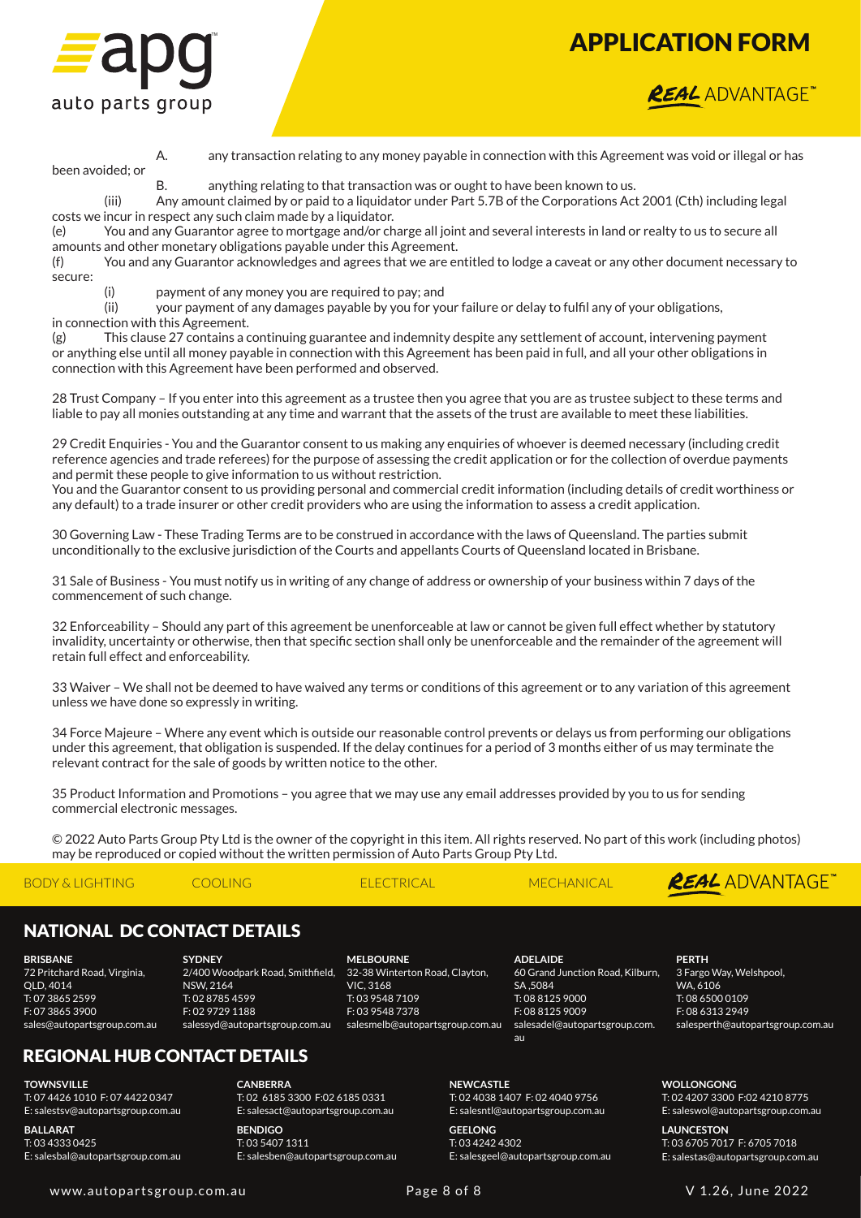# APPLICATION FORM

REAL ADVANTAGE™

A. any transaction relating to any money payable in connection with this Agreement was void or illegal or has been avoided; or

B. anything relating to that transaction was or ought to have been known to us.

(iii) Any amount claimed by or paid to a liquidator under Part 5.7B of the Corporations Act 2001 (Cth) including legal costs we incur in respect any such claim made by a liquidator.

(e) You and any Guarantor agree to mortgage and/or charge all joint and several interests in land or realty to us to secure all amounts and other monetary obligations payable under this Agreement.

(f) You and any Guarantor acknowledges and agrees that we are entitled to lodge a caveat or any other document necessary to secure:

(i) payment of any money you are required to pay; and

(ii) your payment of any damages payable by you for your failure or delay to fulfil any of your obligations,

in connection with this Agreement.

(g) This clause 27 contains a continuing guarantee and indemnity despite any settlement of account, intervening payment or anything else until all money payable in connection with this Agreement has been paid in full, and all your other obligations in connection with this Agreement have been performed and observed.

28 Trust Company – If you enter into this agreement as a trustee then you agree that you are as trustee subject to these terms and liable to pay all monies outstanding at any time and warrant that the assets of the trust are available to meet these liabilities.

29 Credit Enquiries - You and the Guarantor consent to us making any enquiries of whoever is deemed necessary (including credit reference agencies and trade referees) for the purpose of assessing the credit application or for the collection of overdue payments and permit these people to give information to us without restriction.

You and the Guarantor consent to us providing personal and commercial credit information (including details of credit worthiness or any default) to a trade insurer or other credit providers who are using the information to assess a credit application.

30 Governing Law - These Trading Terms are to be construed in accordance with the laws of Queensland. The parties submit unconditionally to the exclusive jurisdiction of the Courts and appellants Courts of Queensland located in Brisbane.

31 Sale of Business - You must notify us in writing of any change of address or ownership of your business within 7 days of the commencement of such change.

32 Enforceability – Should any part of this agreement be unenforceable at law or cannot be given full effect whether by statutory invalidity, uncertainty or otherwise, then that specific section shall only be unenforceable and the remainder of the agreement will retain full effect and enforceability.

33 Waiver – We shall not be deemed to have waived any terms or conditions of this agreement or to any variation of this agreement unless we have done so expressly in writing.

34 Force Majeure – Where any event which is outside our reasonable control prevents or delays us from performing our obligations under this agreement, that obligation is suspended. If the delay continues for a period of 3 months either of us may terminate the relevant contract for the sale of goods by written notice to the other.

35 Product Information and Promotions – you agree that we may use any email addresses provided by you to for sending commercial electronic messages.

© 2022 Auto Parts Group Pty Ltd is the owner of the copyright in this item. All rights reserved. No part of this work (including photos) may be reproduced or copied without the written permission of Auto Parts Group Pty Ltd.

BODY & LIGHTING COOLING ELECTRICAL MECHANICAL REAL ADVANTAGE™

## NATIONAL DC CONTACT DETAILS

**BRISBANE**
72 Pritchard Road, Virginia, QLD, 4014
T: 07 3865 2599
F: 07 3865 3900
sales@autopartsgroup.com.au

**SYDNEY**
2/400 Woodpark Road, Smithfield, NSW, 2164
T: 02 8785 4599
F: 02 9729 1188
salessyd@autopartsgroup.com.au

**MELBOURNE**
32-38 Winterton Road, Clayton, VIC, 3168
T: 03 9548 7109
F: 03 9548 7378
salesmelb@autopartsgroup.com.au

**ADELAIDE**
60 Grand Junction Road, Kilburn, SA ,5084
T: 08 8125 9000
F: 08 8125 9009
salesadel@autopartsgroup.com.au

**PERTH**
3 Fargo Way, Welshpool, WA, 6106
T: 08 6500 0109
F: 08 6313 2949
salesperth@autopartsgroup.com.au

## REGIONAL HUB CONTACT DETAILS

**TOWNSVILLE**
T: 07 4426 1010 F: 07 4422 0347
E: salestsv@autopartsgroup.com.au

**BALLARAT**
T: 03 4333 0425
E: salesbal@autopartsgroup.com.au

**CANBERRA**
T: 02 6185 3300 F:02 6185 0331
E: salesact@autopartsgroup.com.au

**BENDIGO**
T: 03 5407 1311
E: salesben@autopartsgroup.com.au

**NEWCASTLE**
T: 02 4038 1407 F: 02 4040 9756
E: salesntl@autopartsgroup.com.au

**GEELONG**
T: 03 4242 4302
E: salesgeel@autopartsgroup.com.au

**WOLLONGONG**
T: 02 4207 3300 F:02 4210 8775
E: saleswol@autopartsgroup.com.au

**LAUNCESTON**
T: 03 6705 7017 F: 6705 7018
E: salestas@autopartsgroup.com.au

www.autopartsgroup.com.au V 1.26, June 2022